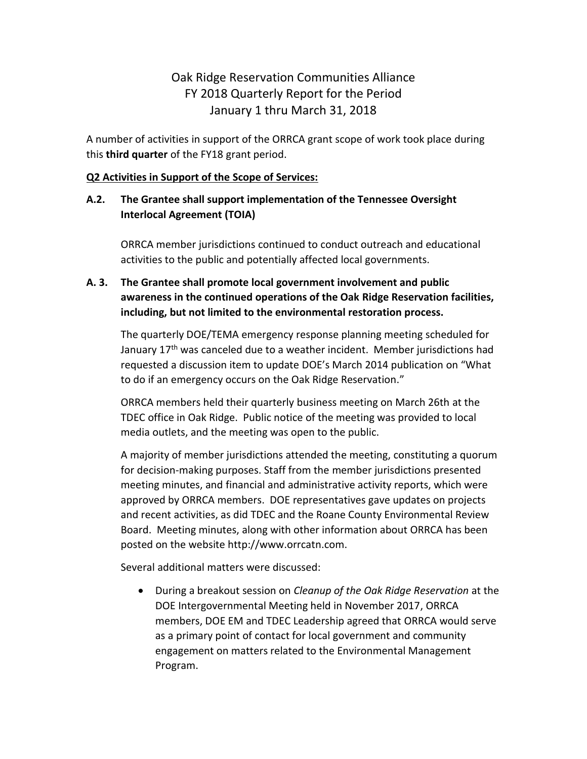# Oak Ridge Reservation Communities Alliance
# FY 2018 Quarterly Report for the Period
# January 1 thru March 31, 2018

A number of activities in support of the ORRCA grant scope of work took place during this **third quarter** of the FY18 grant period.

**Q2 Activities in Support of the Scope of Services:**

**A.2. The Grantee shall support implementation of the Tennessee Oversight Interlocal Agreement (TOIA)**

ORRCA member jurisdictions continued to conduct outreach and educational activities to the public and potentially affected local governments.

**A. 3. The Grantee shall promote local government involvement and public awareness in the continued operations of the Oak Ridge Reservation facilities, including, but not limited to the environmental restoration process.**

The quarterly DOE/TEMA emergency response planning meeting scheduled for January 17th was canceled due to a weather incident. Member jurisdictions had requested a discussion item to update DOE's March 2014 publication on "What to do if an emergency occurs on the Oak Ridge Reservation."

ORRCA members held their quarterly business meeting on March 26th at the TDEC office in Oak Ridge. Public notice of the meeting was provided to local media outlets, and the meeting was open to the public.

A majority of member jurisdictions attended the meeting, constituting a quorum for decision-making purposes. Staff from the member jurisdictions presented meeting minutes, and financial and administrative activity reports, which were approved by ORRCA members. DOE representatives gave updates on projects and recent activities, as did TDEC and the Roane County Environmental Review Board. Meeting minutes, along with other information about ORRCA has been posted on the website http://www.orrcatn.com.

Several additional matters were discussed:

- During a breakout session on *Cleanup of the Oak Ridge Reservation* at the DOE Intergovernmental Meeting held in November 2017, ORRCA members, DOE EM and TDEC Leadership agreed that ORRCA would serve as a primary point of contact for local government and community engagement on matters related to the Environmental Management Program.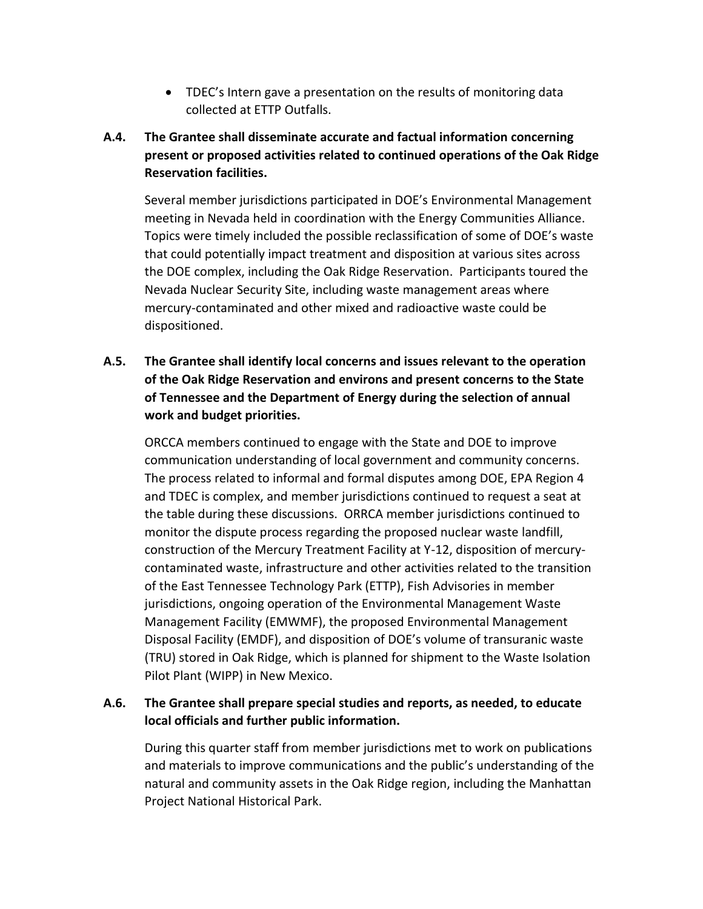- TDEC's Intern gave a presentation on the results of monitoring data collected at ETTP Outfalls.

**A.4. The Grantee shall disseminate accurate and factual information concerning present or proposed activities related to continued operations of the Oak Ridge Reservation facilities.**

Several member jurisdictions participated in DOE's Environmental Management meeting in Nevada held in coordination with the Energy Communities Alliance. Topics were timely included the possible reclassification of some of DOE's waste that could potentially impact treatment and disposition at various sites across the DOE complex, including the Oak Ridge Reservation. Participants toured the Nevada Nuclear Security Site, including waste management areas where mercury-contaminated and other mixed and radioactive waste could be dispositioned.

**A.5. The Grantee shall identify local concerns and issues relevant to the operation of the Oak Ridge Reservation and environs and present concerns to the State of Tennessee and the Department of Energy during the selection of annual work and budget priorities.**

ORCCA members continued to engage with the State and DOE to improve communication understanding of local government and community concerns. The process related to informal and formal disputes among DOE, EPA Region 4 and TDEC is complex, and member jurisdictions continued to request a seat at the table during these discussions. ORRCA member jurisdictions continued to monitor the dispute process regarding the proposed nuclear waste landfill, construction of the Mercury Treatment Facility at Y-12, disposition of mercury-contaminated waste, infrastructure and other activities related to the transition of the East Tennessee Technology Park (ETTP), Fish Advisories in member jurisdictions, ongoing operation of the Environmental Management Waste Management Facility (EMWMF), the proposed Environmental Management Disposal Facility (EMDF), and disposition of DOE's volume of transuranic waste (TRU) stored in Oak Ridge, which is planned for shipment to the Waste Isolation Pilot Plant (WIPP) in New Mexico.

**A.6. The Grantee shall prepare special studies and reports, as needed, to educate local officials and further public information.**

During this quarter staff from member jurisdictions met to work on publications and materials to improve communications and the public's understanding of the natural and community assets in the Oak Ridge region, including the Manhattan Project National Historical Park.